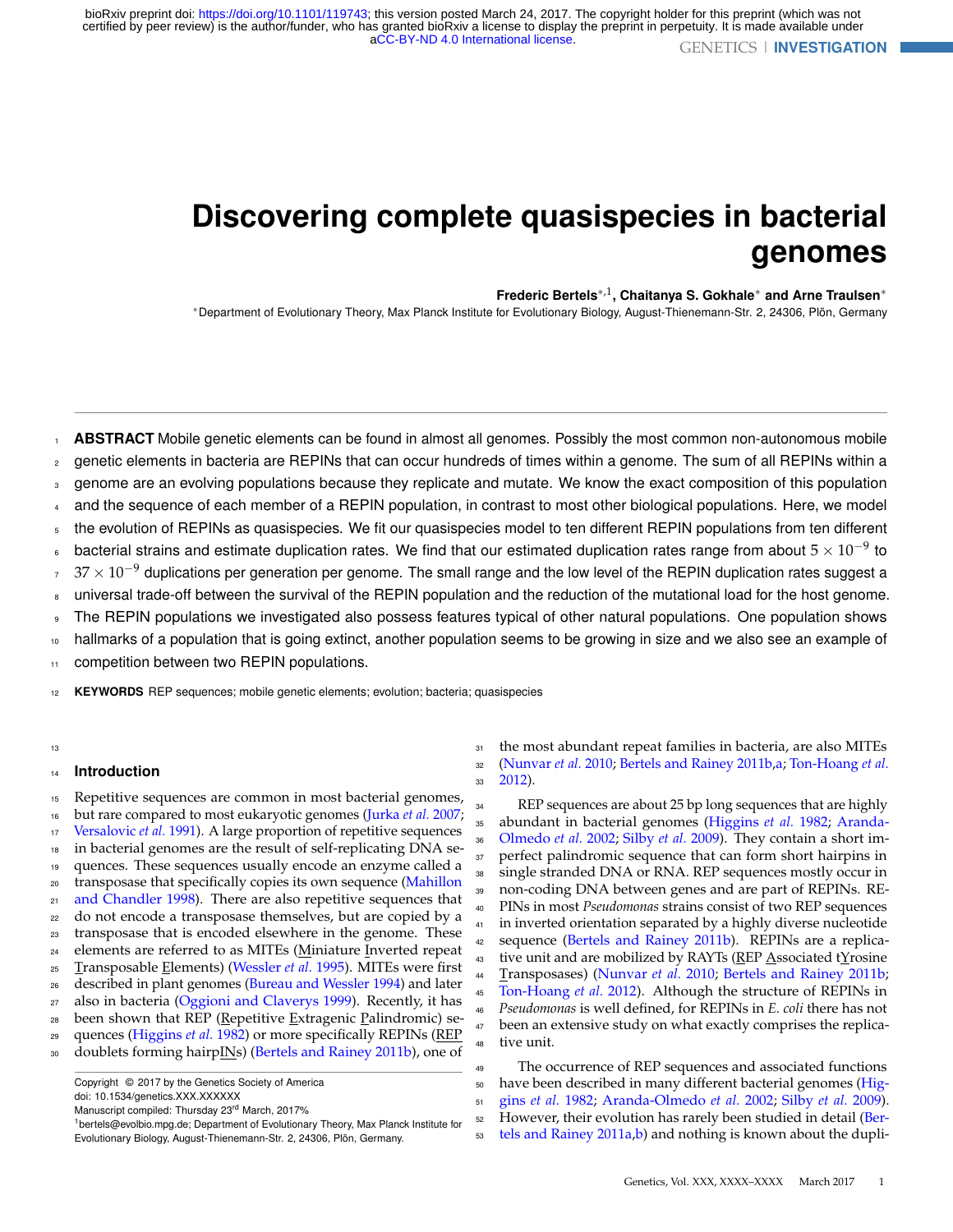# Discovering complete quasispecies in bacterial genomes

**Frederic Bertels**[*,1], **Chaitanya S. Gokhale**[*] **and Arne Traulsen**[*]

[*]Department of Evolutionary Theory, Max Planck Institute for Evolutionary Biology, August-Thienemann-Str. 2, 24306, Plön, Germany

**ABSTRACT** Mobile genetic elements can be found in almost all genomes. Possibly the most common non-autonomous mobile genetic elements in bacteria are REPINs that can occur hundreds of times within a genome. The sum of all REPINs within a genome are an evolving populations because they replicate and mutate. We know the exact composition of this population and the sequence of each member of a REPIN population, in contrast to most other biological populations. Here, we model the evolution of REPINs as quasispecies. We fit our quasispecies model to ten different REPIN populations from ten different bacterial strains and estimate duplication rates. We find that our estimated duplication rates range from about $5 \times 10^{-9}$ to $37 \times 10^{-9}$ duplications per generation per genome. The small range and the low level of the REPIN duplication rates suggest a universal trade-off between the survival of the REPIN population and the reduction of the mutational load for the host genome. The REPIN populations we investigated also possess features typical of other natural populations. One population shows hallmarks of a population that is going extinct, another population seems to be growing in size and we also see an example of competition between two REPIN populations.

**KEYWORDS** REP sequences; mobile genetic elements; evolution; bacteria; quasispecies

## Introduction

Repetitive sequences are common in most bacterial genomes, but rare compared to most eukaryotic genomes (Jurka *et al.* 2007; Versalovic *et al.* 1991). A large proportion of repetitive sequences in bacterial genomes are the result of self-replicating DNA sequences. These sequences usually encode an enzyme called a transposase that specifically copies its own sequence (Mahillon and Chandler 1998). There are also repetitive sequences that do not encode a transposase themselves, but are copied by a transposase that is encoded elsewhere in the genome. These elements are referred to as MITEs (Miniature Inverted repeat Transposable Elements) (Wessler *et al.* 1995). MITEs were first described in plant genomes (Bureau and Wessler 1994) and later also in bacteria (Oggioni and Claverys 1999). Recently, it has been shown that REP (Repetitive Extragenic Palindromic) sequences (Higgins *et al.* 1982) or more specifically REPINs (REP doublets forming hairpINs) (Bertels and Rainey 2011b), one of the most abundant repeat families in bacteria, are also MITEs (Nunvar *et al.* 2010; Bertels and Rainey 2011b,a; Ton-Hoang *et al.* 2012).

REP sequences are about 25 bp long sequences that are highly abundant in bacterial genomes (Higgins *et al.* 1982; Aranda-Olmedo *et al.* 2002; Silby *et al.* 2009). They contain a short imperfect palindromic sequence that can form short hairpins in single stranded DNA or RNA. REP sequences mostly occur in non-coding DNA between genes and are part of REPINs. REPINs in most *Pseudomonas* strains consist of two REP sequences in inverted orientation separated by a highly diverse nucleotide sequence (Bertels and Rainey 2011b). REPINs are a replicative unit and are mobilized by RAYTs (REP Associated tYrosine Transposases) (Nunvar *et al.* 2010; Bertels and Rainey 2011b; Ton-Hoang *et al.* 2012). Although the structure of REPINs in *Pseudomonas* is well defined, for REPINs in *E. coli* there has not been an extensive study on what exactly comprises the replicative unit.

The occurrence of REP sequences and associated functions have been described in many different bacterial genomes (Higgins *et al.* 1982; Aranda-Olmedo *et al.* 2002; Silby *et al.* 2009). However, their evolution has rarely been studied in detail (Bertels and Rainey 2011a,b) and nothing is known about the dupli-

Copyright © 2017 by the Genetics Society of America
doi: 10.1534/genetics.XXX.XXXXXX
Manuscript compiled: Thursday 23rd March, 2017%
[1]bertels@evolbio.mpg.de; Department of Evolutionary Theory, Max Planck Institute for Evolutionary Biology, August-Thienemann-Str. 2, 24306, Plön, Germany.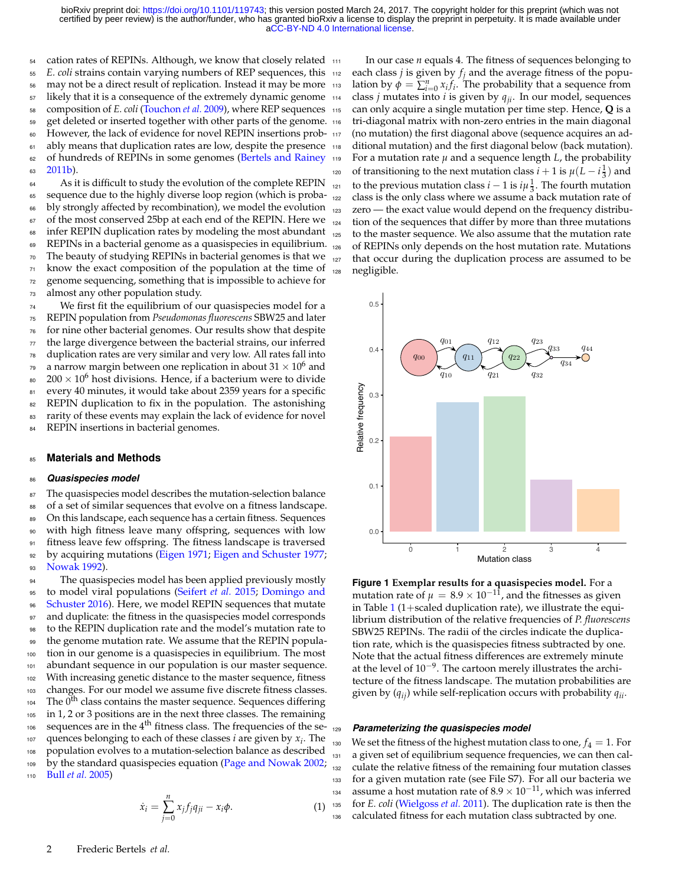cation rates of REPINs. Although, we know that closely related *E. coli* strains contain varying numbers of REP sequences, this may not be a direct result of replication. Instead it may be more likely that it is a consequence of the extremely dynamic genome composition of *E. coli* (Touchon *et al.* 2009), where REP sequences get deleted or inserted together with other parts of the genome. However, the lack of evidence for novel REPIN insertions probably means that duplication rates are low, despite the presence of hundreds of REPINs in some genomes (Bertels and Rainey 2011b).

As it is difficult to study the evolution of the complete REPIN sequence due to the highly diverse loop region (which is probably strongly affected by recombination), we model the evolution of the most conserved 25bp at each end of the REPIN. Here we infer REPIN duplication rates by modeling the most abundant REPINs in a bacterial genome as a quasispecies in equilibrium. The beauty of studying REPINs in bacterial genomes is that we know the exact composition of the population at the time of genome sequencing, something that is impossible to achieve for almost any other population study.

We first fit the equilibrium of our quasispecies model for a REPIN population from *Pseudomonas fluorescens* SBW25 and later for nine other bacterial genomes. Our results show that despite the large divergence between the bacterial strains, our inferred duplication rates are very similar and very low. All rates fall into a narrow margin between one replication in about $31 \times 10^6$ and $200 \times 10^6$ host divisions. Hence, if a bacterium were to divide every 40 minutes, it would take about 2359 years for a specific REPIN duplication to fix in the population. The astonishing rarity of these events may explain the lack of evidence for novel REPIN insertions in bacterial genomes.

## Materials and Methods

### *Quasispecies model*

The quasispecies model describes the mutation-selection balance of a set of similar sequences that evolve on a fitness landscape. On this landscape, each sequence has a certain fitness. Sequences with high fitness leave many offspring, sequences with low fitness leave few offspring. The fitness landscape is traversed by acquiring mutations (Eigen 1971; Eigen and Schuster 1977; Nowak 1992).

The quasispecies model has been applied previously mostly to model viral populations (Seifert *et al.* 2015; Domingo and Schuster 2016). Here, we model REPIN sequences that mutate and duplicate: the fitness in the quasispecies model corresponds to the REPIN duplication rate and the model's mutation rate to the genome mutation rate. We assume that the REPIN population in our genome is a quasispecies in equilibrium. The most abundant sequence in our population is our master sequence. With increasing genetic distance to the master sequence, fitness changes. For our model we assume five discrete fitness classes. The $0^{\text{th}}$ class contains the master sequence. Sequences differing in 1, 2 or 3 positions are in the next three classes. The remaining sequences are in the $4^{\text{th}}$ fitness class. The frequencies of the sequences belonging to each of these classes $i$ are given by $x_i$. The population evolves to a mutation-selection balance as described by the standard quasispecies equation (Page and Nowak 2002; Bull *et al.* 2005)

$$\dot{x}_i = \sum_{j=0}^{n} x_j f_j q_{ji} - x_i \phi. \tag{1}$$

In our case $n$ equals 4. The fitness of sequences belonging to each class $j$ is given by $f_j$ and the average fitness of the population by $\phi = \sum_{i=0}^{n} x_i f_i$. The probability that a sequence from class $j$ mutates into $i$ is given by $q_{ji}$. In our model, sequences can only acquire a single mutation per time step. Hence, $\mathbf{Q}$ is a tri-diagonal matrix with non-zero entries in the main diagonal (no mutation) the first diagonal above (sequence acquires an additional mutation) and the first diagonal below (back mutation). For a mutation rate $\mu$ and a sequence length $L$, the probability of transitioning to the next mutation class $i+1$ is $\mu(L - i\frac{1}{3})$ and to the previous mutation class $i-1$ is $i\mu\frac{1}{3}$. The fourth mutation class is the only class where we assume a back mutation rate of zero — the exact value would depend on the frequency distribution of the sequences that differ by more than three mutations to the master sequence. We also assume that the mutation rate of REPINs only depends on the host mutation rate. Mutations that occur during the duplication process are assumed to be negligible.

**Figure 1 Exemplar results for a quasispecies model.** For a mutation rate of $\mu = 8.9 \times 10^{-11}$, and the fitnesses as given in Table 1 (1+scaled duplication rate), we illustrate the equilibrium distribution of the relative frequencies of *P. fluorescens* SBW25 REPINs. The radii of the circles indicate the duplication rate, which is the quasispecies fitness subtracted by one. Note that the actual fitness differences are extremely minute at the level of $10^{-9}$. The cartoon merely illustrates the architecture of the fitness landscape. The mutation probabilities are given by ($q_{ij}$) while self-replication occurs with probability $q_{ii}$.

### *Parameterizing the quasispecies model*

We set the fitness of the highest mutation class to one, $f_4 = 1$. For a given set of equilibrium sequence frequencies, we can then calculate the relative fitness of the remaining four mutation classes for a given mutation rate (see File S7). For all our bacteria we assume a host mutation rate of $8.9 \times 10^{-11}$, which was inferred for *E. coli* (Wielgoss *et al.* 2011). The duplication rate is then the calculated fitness for each mutation class subtracted by one.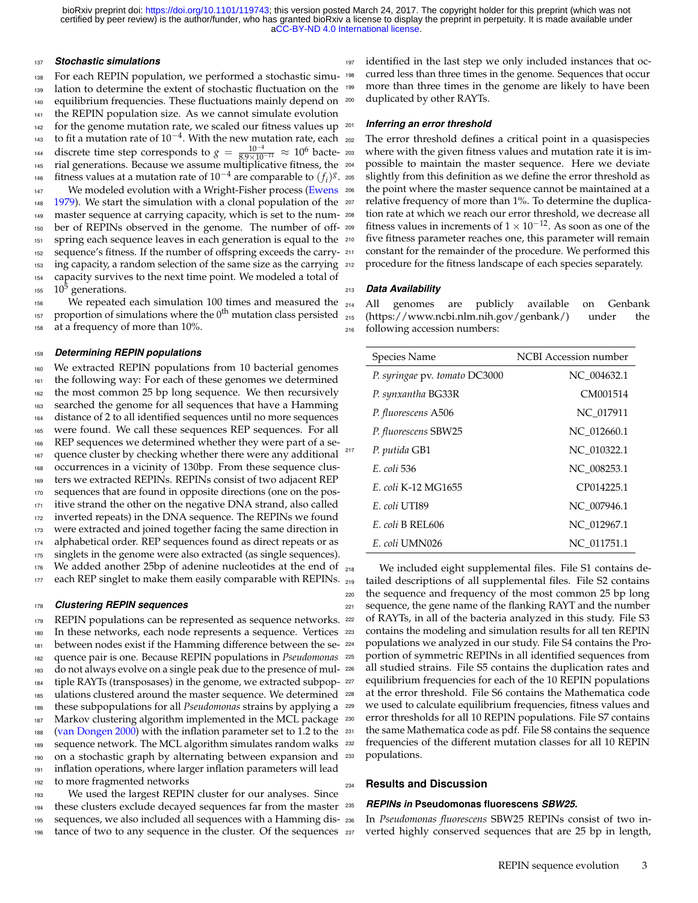### Stochastic simulations

For each REPIN population, we performed a stochastic simulation to determine the extent of stochastic fluctuation on the equilibrium frequencies. These fluctuations mainly depend on the REPIN population size. As we cannot simulate evolution for the genome mutation rate, we scaled our fitness values up to fit a mutation rate of $10^{-4}$. With the new mutation rate, each discrete time step corresponds to $g = \frac{10^{-4}}{8.9\times10^{-11}} \approx 10^6$ bacterial generations. Because we assume multiplicative fitness, the fitness values at a mutation rate of $10^{-4}$ are comparable to $(f_i)^g$.

We modeled evolution with a Wright-Fisher process (Ewens 1979). We start the simulation with a clonal population of the master sequence at carrying capacity, which is set to the number of REPINs observed in the genome. The number of offspring each sequence leaves in each generation is equal to the sequence's fitness. If the number of offspring exceeds the carrying capacity, a random selection of the same size as the carrying capacity survives to the next time point. We modeled a total of $10^5$ generations.

We repeated each simulation 100 times and measured the proportion of simulations where the $0^{\text{th}}$ mutation class persisted at a frequency of more than 10%.

### Determining REPIN populations

We extracted REPIN populations from 10 bacterial genomes the following way: For each of these genomes we determined the most common 25 bp long sequence. We then recursively searched the genome for all sequences that have a Hamming distance of 2 to all identified sequences until no more sequences were found. We call these sequences REP sequences. For all REP sequences we determined whether they were part of a sequence cluster by checking whether there were any additional occurrences in a vicinity of 130bp. From these sequence clusters we extracted REPINs. REPINs consist of two adjacent REP sequences that are found in opposite directions (one on the positive strand the other on the negative DNA strand, also called inverted repeats) in the DNA sequence. The REPINs we found were extracted and joined together facing the same direction in alphabetical order. REP sequences found as direct repeats or as singlets in the genome were also extracted (as single sequences). We added another 25bp of adenine nucleotides at the end of each REP singlet to make them easily comparable with REPINs.

### Clustering REPIN sequences

REPIN populations can be represented as sequence networks. In these networks, each node represents a sequence. Vertices between nodes exist if the Hamming difference between the sequence pair is one. Because REPIN populations in *Pseudomonas* do not always evolve on a single peak due to the presence of multiple RAYTs (transposases) in the genome, we extracted subpopulations clustered around the master sequence. We determined these subpopulations for all *Pseudomonas* strains by applying a Markov clustering algorithm implemented in the MCL package (van Dongen 2000) with the inflation parameter set to 1.2 to the sequence network. The MCL algorithm simulates random walks on a stochastic graph by alternating between expansion and inflation operations, where larger inflation parameters will lead to more fragmented networks

We used the largest REPIN cluster for our analyses. Since these clusters exclude decayed sequences far from the master sequences, we also included all sequences with a Hamming distance of two to any sequence in the cluster. Of the sequences identified in the last step we only included instances that occurred less than three times in the genome. Sequences that occur more than three times in the genome are likely to have been duplicated by other RAYTs.

### Inferring an error threshold

The error threshold defines a critical point in a quasispecies where with the given fitness values and mutation rate it is impossible to maintain the master sequence. Here we deviate slightly from this definition as we define the error threshold as the point where the master sequence cannot be maintained at a relative frequency of more than 1%. To determine the duplication rate at which we reach our error threshold, we decrease all fitness values in increments of $1 \times 10^{-12}$. As soon as one of the five fitness parameter reaches one, this parameter will remain constant for the remainder of the procedure. We performed this procedure for the fitness landscape of each species separately.

### Data Availability

All genomes are publicly available on Genbank (https://www.ncbi.nlm.nih.gov/genbank/) under the following accession numbers:

| Species Name | NCBI Accession number |
|---|---|
| *P. syringae* pv. *tomato* DC3000 | NC_004632.1 |
| *P. synxantha* BG33R | CM001514 |
| *P. fluorescens* A506 | NC_017911 |
| *P. fluorescens* SBW25 | NC_012660.1 |
| *P. putida* GB1 | NC_010322.1 |
| *E. coli* 536 | NC_008253.1 |
| *E. coli* K-12 MG1655 | CP014225.1 |
| *E. coli* UTI89 | NC_007946.1 |
| *E. coli* B REL606 | NC_012967.1 |
| *E. coli* UMN026 | NC_011751.1 |

We included eight supplemental files. File S1 contains detailed descriptions of all supplemental files. File S2 contains the sequence and frequency of the most common 25 bp long sequence, the gene name of the flanking RAYT and the number of RAYTs, in all of the bacteria analyzed in this study. File S3 contains the modeling and simulation results for all ten REPIN populations we analyzed in our study. File S4 contains the Proportion of symmetric REPINs in all identified sequences from all studied strains. File S5 contains the duplication rates and equilibrium frequencies for each of the 10 REPIN populations at the error threshold. File S6 contains the Mathematica code we used to calculate equilibrium frequencies, fitness values and error thresholds for all 10 REPIN populations. File S7 contains the same Mathematica code as pdf. File S8 contains the sequence frequencies of the different mutation classes for all 10 REPIN populations.

## Results and Discussion

### REPINs in *Pseudomonas fluorescens* SBW25.

In *Pseudomonas fluorescens* SBW25 REPINs consist of two inverted highly conserved sequences that are 25 bp in length,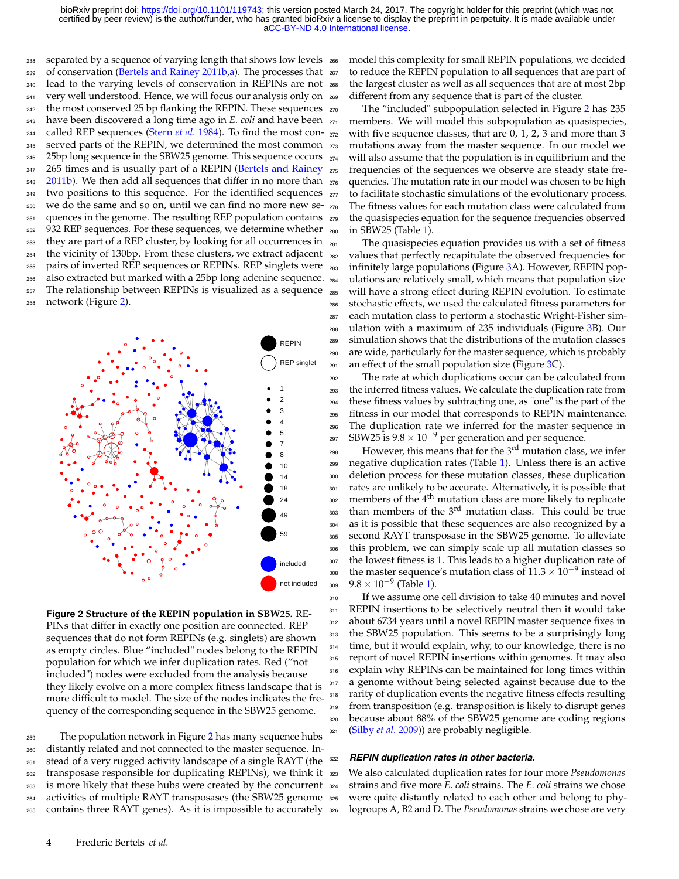separated by a sequence of varying length that shows low levels of conservation (Bertels and Rainey 2011b,a). The processes that lead to the varying levels of conservation in REPINs are not very well understood. Hence, we will focus our analysis only on the most conserved 25 bp flanking the REPIN. These sequences have been discovered a long time ago in *E. coli* and have been called REP sequences (Stern *et al.* 1984). To find the most conserved parts of the REPIN, we determined the most common 25bp long sequence in the SBW25 genome. This sequence occurs 265 times and is usually part of a REPIN (Bertels and Rainey 2011b). We then add all sequences that differ in no more than two positions to this sequence. For the identified sequences we do the same and so on, until we can find no more new sequences in the genome. The resulting REP population contains 932 REP sequences. For these sequences, we determine whether they are part of a REP cluster, by looking for all occurrences in the vicinity of 130bp. From these clusters, we extract adjacent pairs of inverted REP sequences or REPINs. REP singlets were also extracted but marked with a 25bp long adenine sequence. The relationship between REPINs is visualized as a sequence network (Figure 2).

**Figure 2 Structure of the REPIN population in SBW25.** REPINs that differ in exactly one position are connected. REP sequences that do not form REPINs (e.g. singlets) are shown as empty circles. Blue "included" nodes belong to the REPIN population for which we infer duplication rates. Red ("not included") nodes were excluded from the analysis because they likely evolve on a more complex fitness landscape that is more difficult to model. The size of the nodes indicates the frequency of the corresponding sequence in the SBW25 genome.

The population network in Figure 2 has many sequence hubs distantly related and not connected to the master sequence. Instead of a very rugged activity landscape of a single RAYT (the transposase responsible for duplicating REPINs), we think it is more likely that these hubs were created by the concurrent activities of multiple RAYT transposases (the SBW25 genome contains three RAYT genes). As it is impossible to accurately model this complexity for small REPIN populations, we decided to reduce the REPIN population to all sequences that are part of the largest cluster as well as all sequences that are at most 2bp different from any sequence that is part of the cluster.

The "included" subpopulation selected in Figure 2 has 235 members. We will model this subpopulation as quasispecies, with five sequence classes, that are 0, 1, 2, 3 and more than 3 mutations away from the master sequence. In our model we will also assume that the population is in equilibrium and the frequencies of the sequences we observe are steady state frequencies. The mutation rate in our model was chosen to be high to facilitate stochastic simulations of the evolutionary process. The fitness values for each mutation class were calculated from the quasispecies equation for the sequence frequencies observed in SBW25 (Table 1).

The quasispecies equation provides us with a set of fitness values that perfectly recapitulate the observed frequencies for infinitely large populations (Figure 3A). However, REPIN populations are relatively small, which means that population size will have a strong effect during REPIN evolution. To estimate stochastic effects, we used the calculated fitness parameters for each mutation class to perform a stochastic Wright-Fisher simulation with a maximum of 235 individuals (Figure 3B). Our simulation shows that the distributions of the mutation classes are wide, particularly for the master sequence, which is probably an effect of the small population size (Figure 3C).

The rate at which duplications occur can be calculated from the inferred fitness values. We calculate the duplication rate from these fitness values by subtracting one, as "one" is the part of the fitness in our model that corresponds to REPIN maintenance. The duplication rate we inferred for the master sequence in SBW25 is $9.8 \times 10^{-9}$ per generation and per sequence.

However, this means that for the 3rd mutation class, we infer negative duplication rates (Table 1). Unless there is an active deletion process for these mutation classes, these duplication rates are unlikely to be accurate. Alternatively, it is possible that members of the 4th mutation class are more likely to replicate than members of the 3rd mutation class. This could be true as it is possible that these sequences are also recognized by a second RAYT transposase in the SBW25 genome. To alleviate this problem, we can simply scale up all mutation classes so the lowest fitness is 1. This leads to a higher duplication rate of the master sequence's mutation class of $11.3 \times 10^{-9}$ instead of $9.8 \times 10^{-9}$ (Table 1).

If we assume one cell division to take 40 minutes and novel REPIN insertions to be selectively neutral then it would take about 6734 years until a novel REPIN master sequence fixes in the SBW25 population. This seems to be a surprisingly long time, but it would explain, why, to our knowledge, there is no report of novel REPIN insertions within genomes. It may also explain why REPINs can be maintained for long times within a genome without being selected against because due to the rarity of duplication events the negative fitness effects resulting from transposition (e.g. transposition is likely to disrupt genes because about 88% of the SBW25 genome are coding regions (Silby *et al.* 2009)) are probably negligible.

### REPIN duplication rates in other bacteria.

We also calculated duplication rates for four more *Pseudomonas* strains and five more *E. coli* strains. The *E. coli* strains we chose were quite distantly related to each other and belong to phylogroups A, B2 and D. The *Pseudomonas* strains we chose are very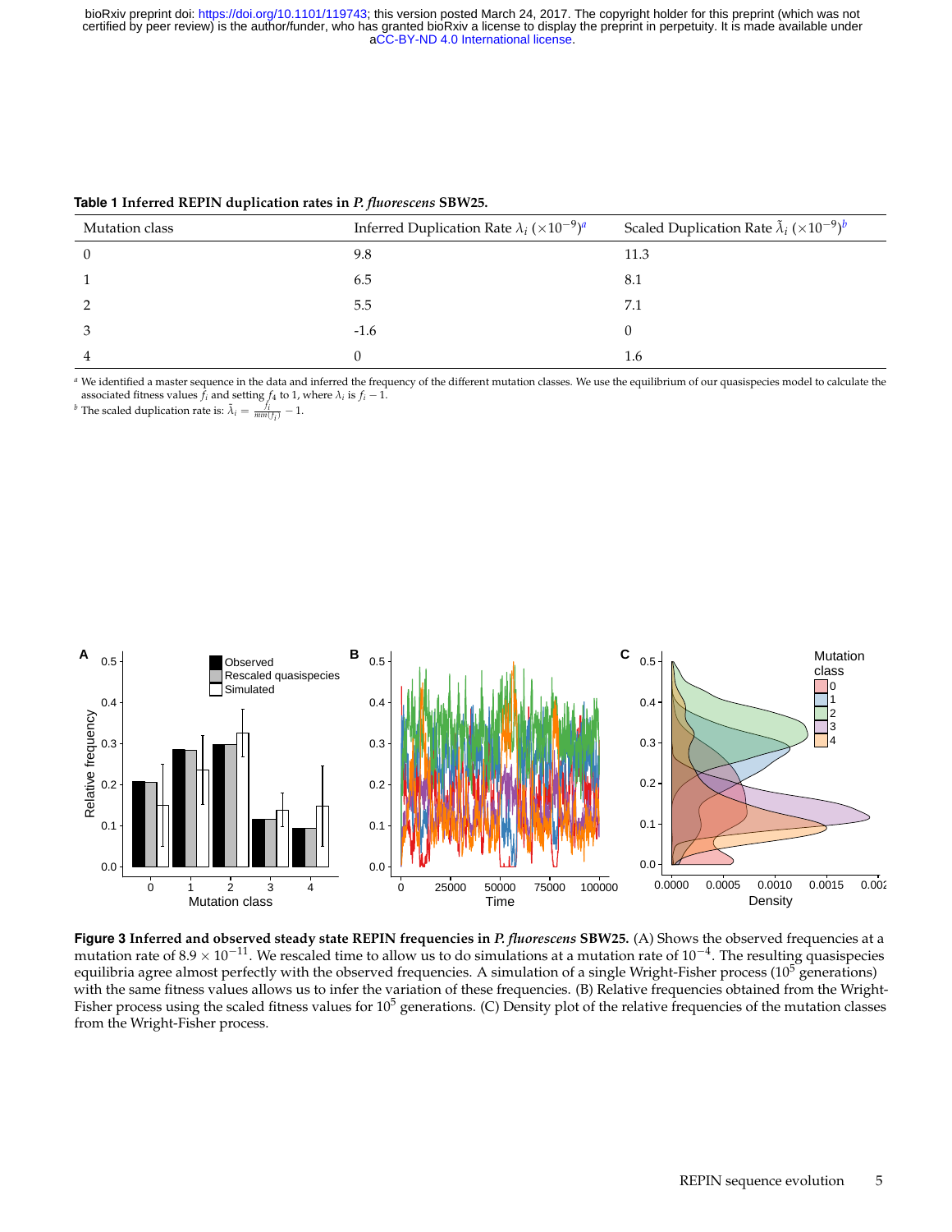**Table 1** **Inferred REPIN duplication rates in *P. fluorescens* SBW25.**

| Mutation class | Inferred Duplication Rate $\lambda_i$ ($\times 10^{-9}$)[a] | Scaled Duplication Rate $\tilde{\lambda}_i$ ($\times 10^{-9}$)[b] |
|---|---|---|
| 0 | 9.8 | 11.3 |
| 1 | 6.5 | 8.1 |
| 2 | 5.5 | 7.1 |
| 3 | -1.6 | 0 |
| 4 | 0 | 1.6 |

[a] We identified a master sequence in the data and inferred the frequency of the different mutation classes. We use the equilibrium of our quasispecies model to calculate the associated fitness values $f_i$ and setting $f_4$ to 1, where $\lambda_i$ is $f_i - 1$.

[b] The scaled duplication rate is: $\tilde{\lambda}_i = \frac{f_i}{min(f_i)} - 1$.

**Figure 3** **Inferred and observed steady state REPIN frequencies in *P. fluorescens* SBW25.** (A) Shows the observed frequencies at a mutation rate of $8.9 \times 10^{-11}$. We rescaled time to allow us to do simulations at a mutation rate of $10^{-4}$. The resulting quasispecies equilibria agree almost perfectly with the observed frequencies. A simulation of a single Wright-Fisher process ($10^5$ generations) with the same fitness values allows us to infer the variation of these frequencies. (B) Relative frequencies obtained from the Wright-Fisher process using the scaled fitness values for $10^5$ generations. (C) Density plot of the relative frequencies of the mutation classes from the Wright-Fisher process.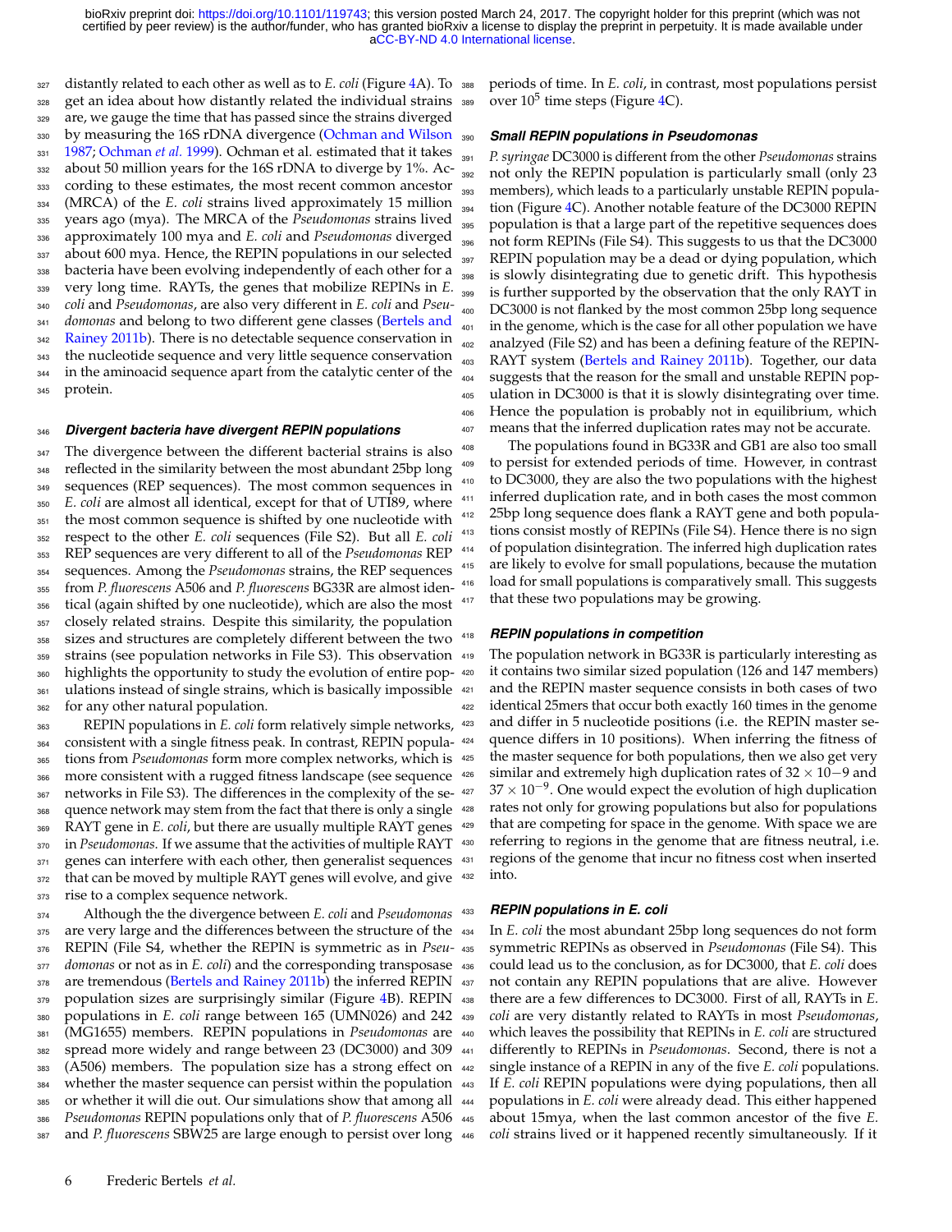distantly related to each other as well as to *E. coli* (Figure 4A). To get an idea about how distantly related the individual strains are, we gauge the time that has passed since the strains diverged by measuring the 16S rDNA divergence (Ochman and Wilson 1987; Ochman *et al.* 1999). Ochman et al. estimated that it takes about 50 million years for the 16S rDNA to diverge by 1%. According to these estimates, the most recent common ancestor (MRCA) of the *E. coli* strains lived approximately 15 million years ago (mya). The MRCA of the *Pseudomonas* strains lived approximately 100 mya and *E. coli* and *Pseudomonas* diverged about 600 mya. Hence, the REPIN populations in our selected bacteria have been evolving independently of each other for a very long time. RAYTs, the genes that mobilize REPINs in *E. coli* and *Pseudomonas*, are also very different in *E. coli* and *Pseudomonas* and belong to two different gene classes (Bertels and Rainey 2011b). There is no detectable sequence conservation in the nucleotide sequence and very little sequence conservation in the aminoacid sequence apart from the catalytic center of the protein.

### *Divergent bacteria have divergent REPIN populations*

The divergence between the different bacterial strains is also reflected in the similarity between the most abundant 25bp long sequences (REP sequences). The most common sequences in *E. coli* are almost all identical, except for that of UTI89, where the most common sequence is shifted by one nucleotide with respect to the other *E. coli* sequences (File S2). But all *E. coli* REP sequences are very different to all of the *Pseudomonas* REP sequences. Among the *Pseudomonas* strains, the REP sequences from *P. fluorescens* A506 and *P. fluorescens* BG33R are almost identical (again shifted by one nucleotide), which are also the most closely related strains. Despite this similarity, the population sizes and structures are completely different between the two strains (see population networks in File S3). This observation highlights the opportunity to study the evolution of entire populations instead of single strains, which is basically impossible for any other natural population.

REPIN populations in *E. coli* form relatively simple networks, consistent with a single fitness peak. In contrast, REPIN populations from *Pseudomonas* form more complex networks, which is more consistent with a rugged fitness landscape (see sequence networks in File S3). The differences in the complexity of the sequence network may stem from the fact that there is only a single RAYT gene in *E. coli*, but there are usually multiple RAYT genes in *Pseudomonas*. If we assume that the activities of multiple RAYT genes can interfere with each other, then generalist sequences that can be moved by multiple RAYT genes will evolve, and give rise to a complex sequence network.

Although the the divergence between *E. coli* and *Pseudomonas* are very large and the differences between the structure of the REPIN (File S4, whether the REPIN is symmetric as in *Pseudomonas* or not as in *E. coli*) and the corresponding transposase are tremendous (Bertels and Rainey 2011b) the inferred REPIN population sizes are surprisingly similar (Figure 4B). REPIN populations in *E. coli* range between 165 (UMN026) and 242 (MG1655) members. REPIN populations in *Pseudomonas* are spread more widely and range between 23 (DC3000) and 309 (A506) members. The population size has a strong effect on whether the master sequence can persist within the population or whether it will die out. Our simulations show that among all *Pseudomonas* REPIN populations only that of *P. fluorescens* A506 and *P. fluorescens* SBW25 are large enough to persist over long periods of time. In *E. coli*, in contrast, most populations persist over $10^5$ time steps (Figure 4C).

### *Small REPIN populations in Pseudomonas*

*P. syringae* DC3000 is different from the other *Pseudomonas* strains not only the REPIN population is particularly small (only 23 members), which leads to a particularly unstable REPIN population (Figure 4C). Another notable feature of the DC3000 REPIN population is that a large part of the repetitive sequences does not form REPINs (File S4). This suggests to us that the DC3000 REPIN population may be a dead or dying population, which is slowly disintegrating due to genetic drift. This hypothesis is further supported by the observation that the only RAYT in DC3000 is not flanked by the most common 25bp long sequence in the genome, which is the case for all other population we have analzyed (File S2) and has been a defining feature of the REPIN-RAYT system (Bertels and Rainey 2011b). Together, our data suggests that the reason for the small and unstable REPIN population in DC3000 is that it is slowly disintegrating over time. Hence the population is probably not in equilibrium, which means that the inferred duplication rates may not be accurate.

The populations found in BG33R and GB1 are also too small to persist for extended periods of time. However, in contrast to DC3000, they are also the two populations with the highest inferred duplication rate, and in both cases the most common 25bp long sequence does flank a RAYT gene and both populations consist mostly of REPINs (File S4). Hence there is no sign of population disintegration. The inferred high duplication rates are likely to evolve for small populations, because the mutation load for small populations is comparatively small. This suggests that these two populations may be growing.

### *REPIN populations in competition*

The population network in BG33R is particularly interesting as it contains two similar sized population (126 and 147 members) and the REPIN master sequence consists in both cases of two identical 25mers that occur both exactly 160 times in the genome and differ in 5 nucleotide positions (i.e. the REPIN master sequence differs in 10 positions). When inferring the fitness of the master sequence for both populations, then we also get very similar and extremely high duplication rates of $32 \times 10{-}9$ and $37 \times 10^{-9}$. One would expect the evolution of high duplication rates not only for growing populations but also for populations that are competing for space in the genome. With space we are referring to regions in the genome that are fitness neutral, i.e. regions of the genome that incur no fitness cost when inserted into.

### *REPIN populations in E. coli*

In *E. coli* the most abundant 25bp long sequences do not form symmetric REPINs as observed in *Pseudomonas* (File S4). This could lead us to the conclusion, as for DC3000, that *E. coli* does not contain any REPIN populations that are alive. However there are a few differences to DC3000. First of all, RAYTs in *E. coli* are very distantly related to RAYTs in most *Pseudomonas*, which leaves the possibility that REPINs in *E. coli* are structured differently to REPINs in *Pseudomonas*. Second, there is not a single instance of a REPIN in any of the five *E. coli* populations. If *E. coli* REPIN populations were dying populations, then all populations in *E. coli* were already dead. This either happened about 15mya, when the last common ancestor of the five *E. coli* strains lived or it happened recently simultaneously. If it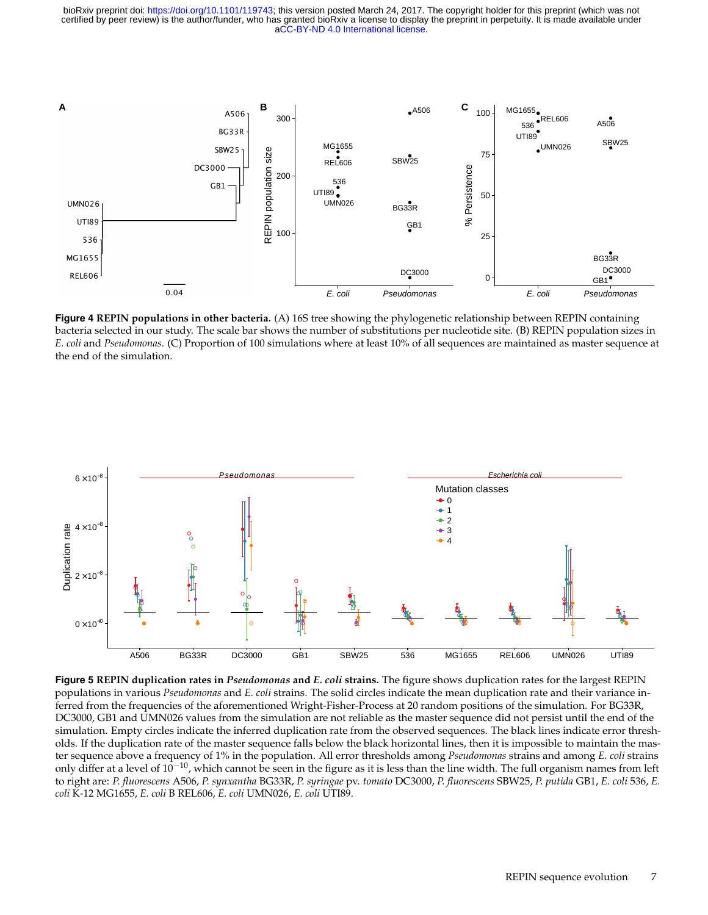**Figure 4 REPIN populations in other bacteria.** (A) 16S tree showing the phylogenetic relationship between REPIN containing bacteria selected in our study. The scale bar shows the number of substitutions per nucleotide site. (B) REPIN population sizes in *E. coli* and *Pseudomonas*. (C) Proportion of 100 simulations where at least 10% of all sequences are maintained as master sequence at the end of the simulation.

**Figure 5 REPIN duplication rates in *Pseudomonas* and *E. coli* strains.** The figure shows duplication rates for the largest REPIN populations in various *Pseudomonas* and *E. coli* strains. The solid circles indicate the mean duplication rate and their variance inferred from the frequencies of the aforementioned Wright-Fisher-Process at 20 random positions of the simulation. For BG33R, DC3000, GB1 and UMN026 values from the simulation are not reliable as the master sequence did not persist until the end of the simulation. Empty circles indicate the inferred duplication rate from the observed sequences. The black lines indicate error thresholds. If the duplication rate of the master sequence falls below the black horizontal lines, then it is impossible to maintain the master sequence above a frequency of 1% in the population. All error thresholds among *Pseudomonas* strains and among *E. coli* strains only differ at a level of $10^{-10}$, which cannot be seen in the figure as it is less than the line width. The full organism names from left to right are: *P. fluorescens* A506, *P. synxantha* BG33R, *P. syringae* pv. *tomato* DC3000, *P. fluorescens* SBW25, *P. putida* GB1, *E. coli* 536, *E. coli* K-12 MG1655, *E. coli* B REL606, *E. coli* UMN026, *E. coli* UTI89.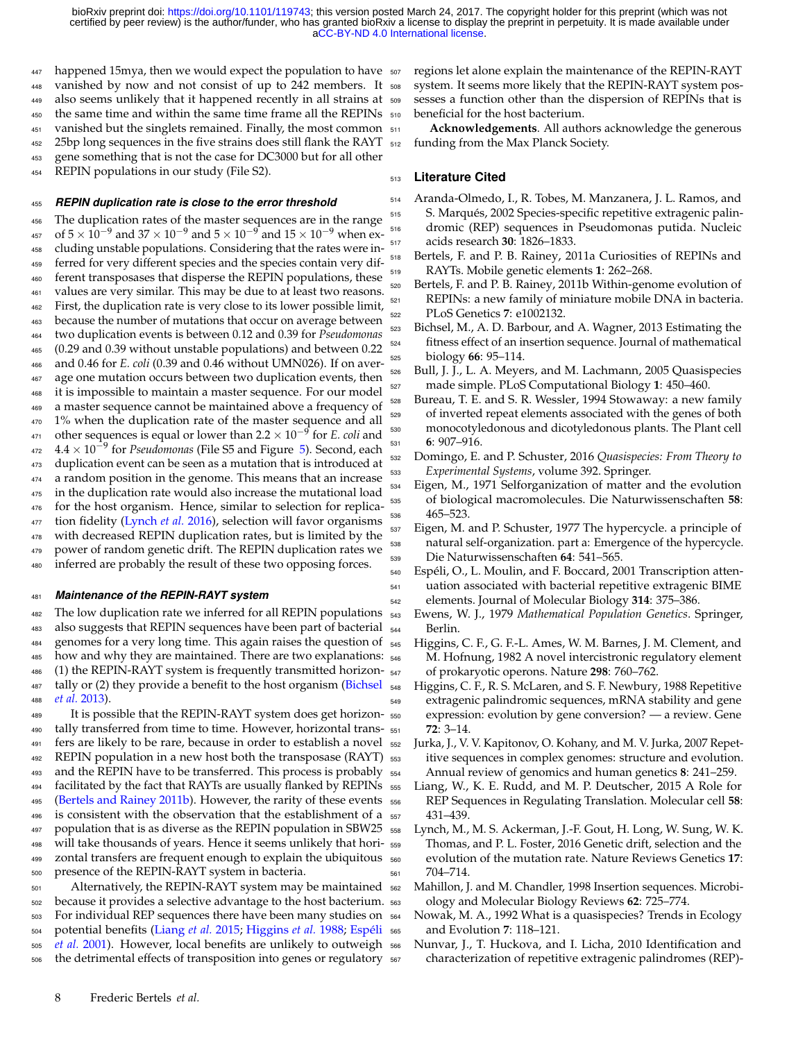happened 15mya, then we would expect the population to have vanished by now and not consist of up to 242 members. It also seems unlikely that it happened recently in all strains at the same time and within the same time frame all the REPINs vanished but the singlets remained. Finally, the most common 25bp long sequences in the five strains does still flank the RAYT gene something that is not the case for DC3000 but for all other REPIN populations in our study (File S2).

### *REPIN duplication rate is close to the error threshold*

The duplication rates of the master sequences are in the range of $5 \times 10^{-9}$ and $37 \times 10^{-9}$ and $5 \times 10^{-9}$ and $15 \times 10^{-9}$ when excluding unstable populations. Considering that the rates were inferred for very different species and the species contain very different transposases that disperse the REPIN populations, these values are very similar. This may be due to at least two reasons. First, the duplication rate is very close to its lower possible limit, because the number of mutations that occur on average between two duplication events is between 0.12 and 0.39 for *Pseudomonas* (0.29 and 0.39 without unstable populations) and between 0.22 and 0.46 for *E. coli* (0.39 and 0.46 without UMN026). If on average one mutation occurs between two duplication events, then it is impossible to maintain a master sequence. For our model a master sequence cannot be maintained above a frequency of 1% when the duplication rate of the master sequence and all other sequences is equal or lower than $2.2 \times 10^{-9}$ for *E. coli* and $4.4 \times 10^{-9}$ for *Pseudomonas* (File S5 and Figure 5). Second, each duplication event can be seen as a mutation that is introduced at a random position in the genome. This means that an increase in the duplication rate would also increase the mutational load for the host organism. Hence, similar to selection for replication fidelity (Lynch *et al.* 2016), selection will favor organisms with decreased REPIN duplication rates, but is limited by the power of random genetic drift. The REPIN duplication rates we inferred are probably the result of these two opposing forces.

### *Maintenance of the REPIN-RAYT system*

The low duplication rate we inferred for all REPIN populations also suggests that REPIN sequences have been part of bacterial genomes for a very long time. This again raises the question of how and why they are maintained. There are two explanations: (1) the REPIN-RAYT system is frequently transmitted horizontally or (2) they provide a benefit to the host organism (Bichsel *et al.* 2013).

It is possible that the REPIN-RAYT system does get horizontally transferred from time to time. However, horizontal transfers are likely to be rare, because in order to establish a novel REPIN population in a new host both the transposase (RAYT) and the REPIN have to be transferred. This process is probably facilitated by the fact that RAYTs are usually flanked by REPINs (Bertels and Rainey 2011b). However, the rarity of these events is consistent with the observation that the establishment of a population that is as diverse as the REPIN population in SBW25 will take thousands of years. Hence it seems unlikely that horizontal transfers are frequent enough to explain the ubiquitous presence of the REPIN-RAYT system in bacteria.

Alternatively, the REPIN-RAYT system may be maintained because it provides a selective advantage to the host bacterium. For individual REP sequences there have been many studies on potential benefits (Liang *et al.* 2015; Higgins *et al.* 1988; Espéli *et al.* 2001). However, local benefits are unlikely to outweigh the detrimental effects of transposition into genes or regulatory regions let alone explain the maintenance of the REPIN-RAYT system. It seems more likely that the REPIN-RAYT system possesses a function other than the dispersion of REPINs that is beneficial for the host bacterium.

**Acknowledgements**. All authors acknowledge the generous funding from the Max Planck Society.

## Literature Cited

Aranda-Olmedo, I., R. Tobes, M. Manzanera, J. L. Ramos, and S. Marqués, 2002 Species-specific repetitive extragenic palindromic (REP) sequences in Pseudomonas putida. Nucleic acids research **30**: 1826–1833.

Bertels, F. and P. B. Rainey, 2011a Curiosities of REPINs and RAYTs. Mobile genetic elements **1**: 262–268.

Bertels, F. and P. B. Rainey, 2011b Within-genome evolution of REPINs: a new family of miniature mobile DNA in bacteria. PLoS Genetics **7**: e1002132.

Bichsel, M., A. D. Barbour, and A. Wagner, 2013 Estimating the fitness effect of an insertion sequence. Journal of mathematical biology **66**: 95–114.

Bull, J. J., L. A. Meyers, and M. Lachmann, 2005 Quasispecies made simple. PLoS Computational Biology **1**: 450–460.

Bureau, T. E. and S. R. Wessler, 1994 Stowaway: a new family of inverted repeat elements associated with the genes of both monocotyledonous and dicotyledonous plants. The Plant cell **6**: 907–916.

Domingo, E. and P. Schuster, 2016 *Quasispecies: From Theory to Experimental Systems*, volume 392. Springer.

Eigen, M., 1971 Selforganization of matter and the evolution of biological macromolecules. Die Naturwissenschaften **58**: 465–523.

Eigen, M. and P. Schuster, 1977 The hypercycle. a principle of natural self-organization. part a: Emergence of the hypercycle. Die Naturwissenschaften **64**: 541–565.

Espéli, O., L. Moulin, and F. Boccard, 2001 Transcription attenuation associated with bacterial repetitive extragenic BIME elements. Journal of Molecular Biology **314**: 375–386.

Ewens, W. J., 1979 *Mathematical Population Genetics*. Springer, Berlin.

Higgins, C. F., G. F.-L. Ames, W. M. Barnes, J. M. Clement, and M. Hofnung, 1982 A novel intercistronic regulatory element of prokaryotic operons. Nature **298**: 760–762.

Higgins, C. F., R. S. McLaren, and S. F. Newbury, 1988 Repetitive extragenic palindromic sequences, mRNA stability and gene expression: evolution by gene conversion? — a review. Gene **72**: 3–14.

Jurka, J., V. V. Kapitonov, O. Kohany, and M. V. Jurka, 2007 Repetitive sequences in complex genomes: structure and evolution. Annual review of genomics and human genetics **8**: 241–259.

Liang, W., K. E. Rudd, and M. P. Deutscher, 2015 A Role for REP Sequences in Regulating Translation. Molecular cell **58**: 431–439.

Lynch, M., M. S. Ackerman, J.-F. Gout, H. Long, W. Sung, W. K. Thomas, and P. L. Foster, 2016 Genetic drift, selection and the evolution of the mutation rate. Nature Reviews Genetics **17**: 704–714.

Mahillon, J. and M. Chandler, 1998 Insertion sequences. Microbiology and Molecular Biology Reviews **62**: 725–774.

Nowak, M. A., 1992 What is a quasispecies? Trends in Ecology and Evolution **7**: 118–121.

Nunvar, J., T. Huckova, and I. Licha, 2010 Identification and characterization of repetitive extragenic palindromes (REP)-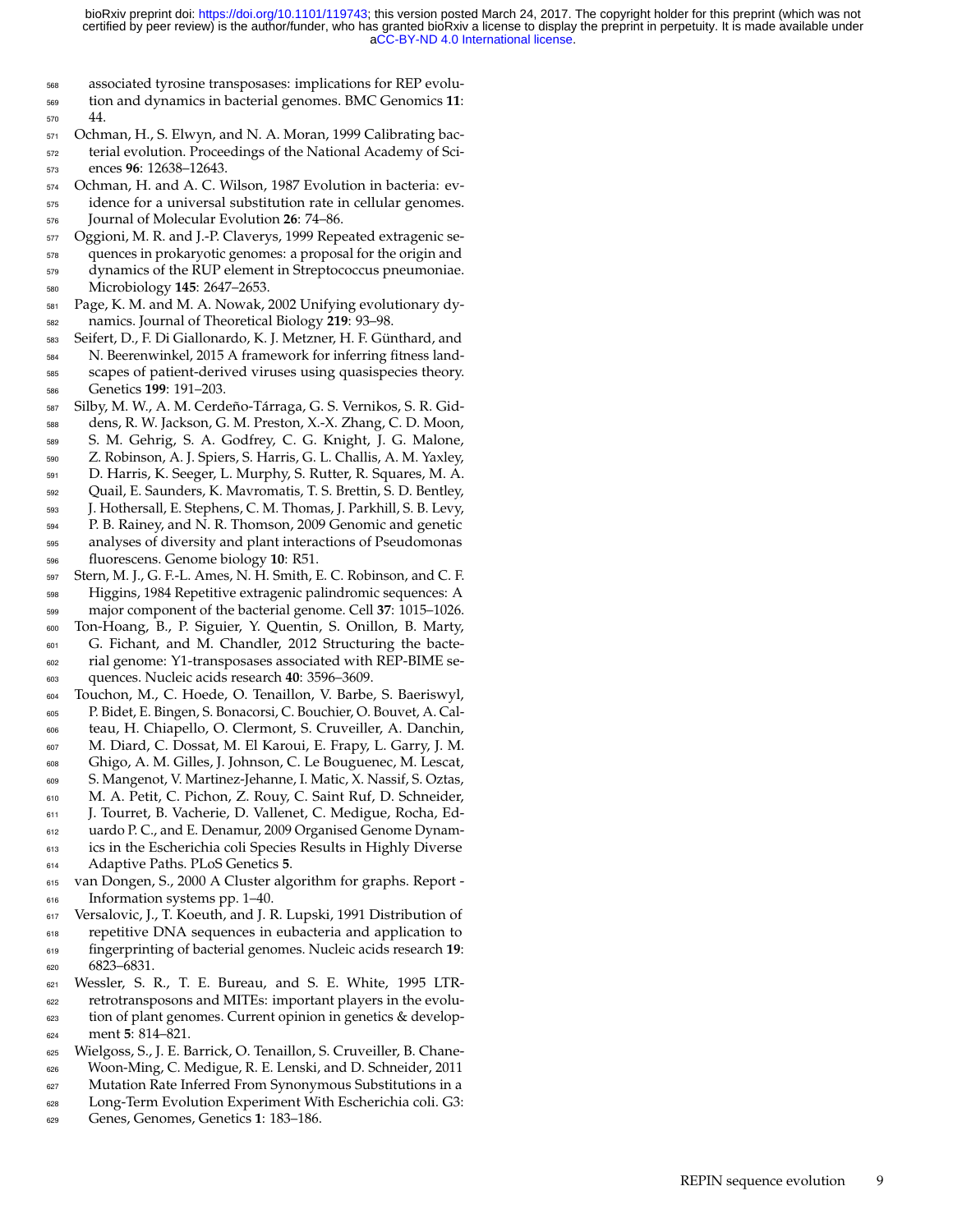associated tyrosine transposases: implications for REP evolution and dynamics in bacterial genomes. BMC Genomics **11**: 44.

Ochman, H., S. Elwyn, and N. A. Moran, 1999 Calibrating bacterial evolution. Proceedings of the National Academy of Sciences **96**: 12638–12643.

Ochman, H. and A. C. Wilson, 1987 Evolution in bacteria: evidence for a universal substitution rate in cellular genomes. Journal of Molecular Evolution **26**: 74–86.

Oggioni, M. R. and J.-P. Claverys, 1999 Repeated extragenic sequences in prokaryotic genomes: a proposal for the origin and dynamics of the RUP element in Streptococcus pneumoniae. Microbiology **145**: 2647–2653.

Page, K. M. and M. A. Nowak, 2002 Unifying evolutionary dynamics. Journal of Theoretical Biology **219**: 93–98.

Seifert, D., F. Di Giallonardo, K. J. Metzner, H. F. Günthard, and N. Beerenwinkel, 2015 A framework for inferring fitness landscapes of patient-derived viruses using quasispecies theory. Genetics **199**: 191–203.

Silby, M. W., A. M. Cerdeño-Tárraga, G. S. Vernikos, S. R. Giddens, R. W. Jackson, G. M. Preston, X.-X. Zhang, C. D. Moon, S. M. Gehrig, S. A. Godfrey, C. G. Knight, J. G. Malone, Z. Robinson, A. J. Spiers, S. Harris, G. L. Challis, A. M. Yaxley, D. Harris, K. Seeger, L. Murphy, S. Rutter, R. Squares, M. A. Quail, E. Saunders, K. Mavromatis, T. S. Brettin, S. D. Bentley, J. Hothersall, E. Stephens, C. M. Thomas, J. Parkhill, S. B. Levy, P. B. Rainey, and N. R. Thomson, 2009 Genomic and genetic analyses of diversity and plant interactions of Pseudomonas fluorescens. Genome biology **10**: R51.

Stern, M. J., G. F.-L. Ames, N. H. Smith, E. C. Robinson, and C. F. Higgins, 1984 Repetitive extragenic palindromic sequences: A major component of the bacterial genome. Cell **37**: 1015–1026.

Ton-Hoang, B., P. Siguier, Y. Quentin, S. Onillon, B. Marty, G. Fichant, and M. Chandler, 2012 Structuring the bacterial genome: Y1-transposases associated with REP-BIME sequences. Nucleic acids research **40**: 3596–3609.

Touchon, M., C. Hoede, O. Tenaillon, V. Barbe, S. Baeriswyl, P. Bidet, E. Bingen, S. Bonacorsi, C. Bouchier, O. Bouvet, A. Calteau, H. Chiapello, O. Clermont, S. Cruveiller, A. Danchin, M. Diard, C. Dossat, M. El Karoui, E. Frapy, L. Garry, J. M. Ghigo, A. M. Gilles, J. Johnson, C. Le Bouguenec, M. Lescat, S. Mangenot, V. Martinez-Jehanne, I. Matic, X. Nassif, S. Oztas, M. A. Petit, C. Pichon, Z. Rouy, C. Saint Ruf, D. Schneider, J. Tourret, B. Vacherie, D. Vallenet, C. Medigue, Rocha, Eduardo P. C., and E. Denamur, 2009 Organised Genome Dynamics in the Escherichia coli Species Results in Highly Diverse Adaptive Paths. PLoS Genetics **5**.

van Dongen, S., 2000 A Cluster algorithm for graphs. Report - Information systems pp. 1–40.

Versalovic, J., T. Koeuth, and J. R. Lupski, 1991 Distribution of repetitive DNA sequences in eubacteria and application to fingerprinting of bacterial genomes. Nucleic acids research **19**: 6823–6831.

Wessler, S. R., T. E. Bureau, and S. E. White, 1995 LTR-retrotransposons and MITEs: important players in the evolution of plant genomes. Current opinion in genetics & development **5**: 814–821.

Wielgoss, S., J. E. Barrick, O. Tenaillon, S. Cruveiller, B. Chane-Woon-Ming, C. Medigue, R. E. Lenski, and D. Schneider, 2011 Mutation Rate Inferred From Synonymous Substitutions in a Long-Term Evolution Experiment With Escherichia coli. G3: Genes, Genomes, Genetics **1**: 183–186.